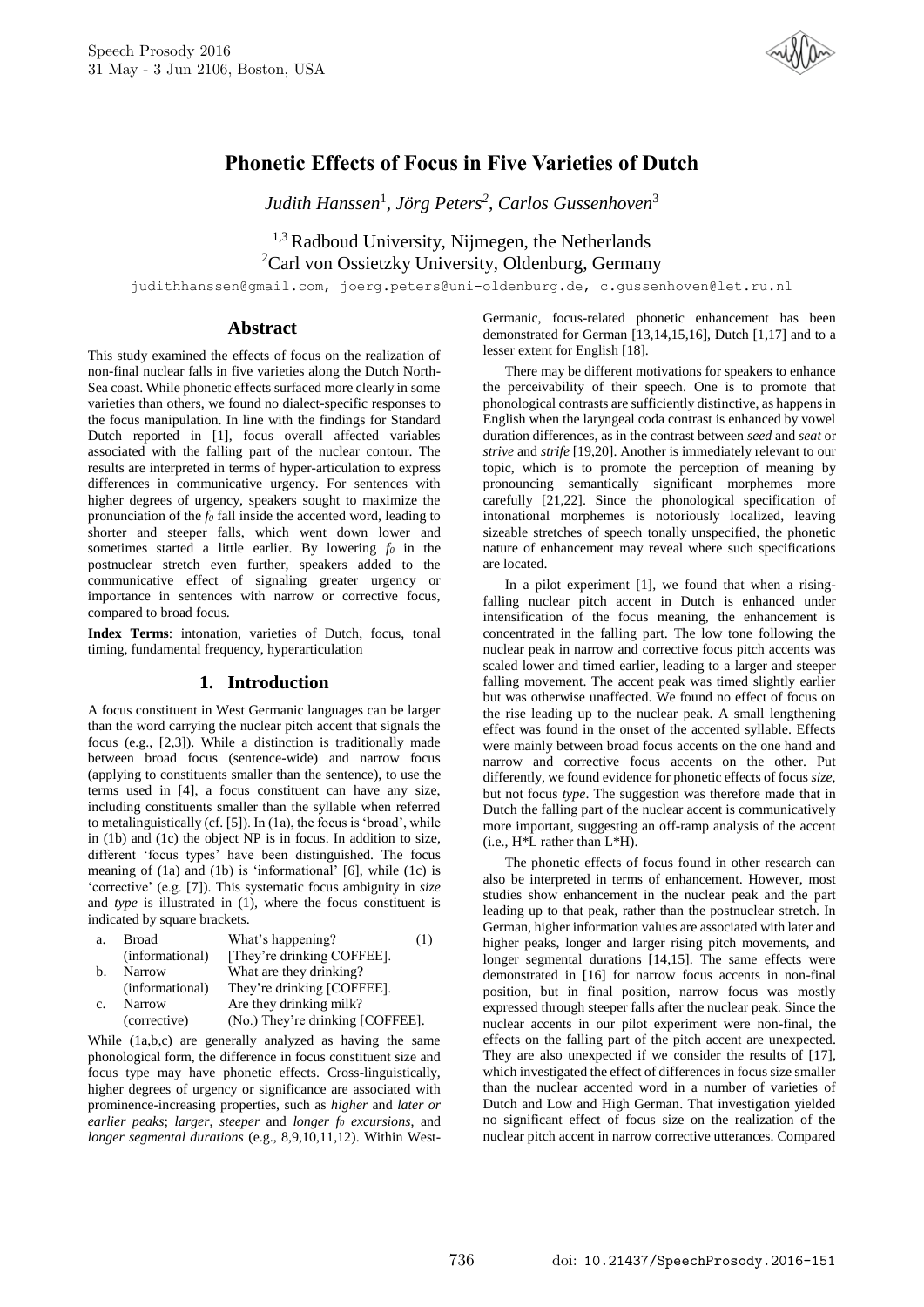# Phonetic Effects of Focus in Five Varieties of Dutch

*Judith Hanssen*[1], *Jörg Peters*[2], *Carlos Gussenhoven*[3]

[1,3] Radboud University, Nijmegen, the Netherlands
[2] Carl von Ossietzky University, Oldenburg, Germany

judithhanssen@gmail.com, joerg.peters@uni-oldenburg.de, c.gussenhoven@let.ru.nl

## Abstract

This study examined the effects of focus on the realization of non-final nuclear falls in five varieties along the Dutch North-Sea coast. While phonetic effects surfaced more clearly in some varieties than others, we found no dialect-specific responses to the focus manipulation. In line with the findings for Standard Dutch reported in [1], focus overall affected variables associated with the falling part of the nuclear contour. The results are interpreted in terms of hyper-articulation to express differences in communicative urgency. For sentences with higher degrees of urgency, speakers sought to maximize the pronunciation of the $f_0$ fall inside the accented word, leading to shorter and steeper falls, which went down lower and sometimes started a little earlier. By lowering $f_0$ in the postnuclear stretch even further, speakers added to the communicative effect of signaling greater urgency or importance in sentences with narrow or corrective focus, compared to broad focus.

**Index Terms**: intonation, varieties of Dutch, focus, tonal timing, fundamental frequency, hyperarticulation

## 1. Introduction

A focus constituent in West Germanic languages can be larger than the word carrying the nuclear pitch accent that signals the focus (e.g., [2,3]). While a distinction is traditionally made between broad focus (sentence-wide) and narrow focus (applying to constituents smaller than the sentence), to use the terms used in [4], a focus constituent can have any size, including constituents smaller than the syllable when referred to metalinguistically (cf. [5]). In (1a), the focus is 'broad', while in (1b) and (1c) the object NP is in focus. In addition to size, different 'focus types' have been distinguished. The focus meaning of (1a) and (1b) is 'informational' [6], while (1c) is 'corrective' (e.g. [7]). This systematic focus ambiguity in *size* and *type* is illustrated in (1), where the focus constituent is indicated by square brackets.

| | | | |
|---|---|---|---|
| a. | Broad (informational) | What's happening? [They're drinking COFFEE]. | (1) |
| b. | Narrow (informational) | What are they drinking? They're drinking [COFFEE]. | |
| c. | Narrow (corrective) | Are they drinking milk? (No.) They're drinking [COFFEE]. | |

While (1a,b,c) are generally analyzed as having the same phonological form, the difference in focus constituent size and focus type may have phonetic effects. Cross-linguistically, higher degrees of urgency or significance are associated with prominence-increasing properties, such as *higher* and *later or earlier peaks*; *larger*, *steeper* and *longer* $f_0$ *excursions*, and *longer segmental durations* (e.g., 8,9,10,11,12). Within West-Germanic, focus-related phonetic enhancement has been demonstrated for German [13,14,15,16], Dutch [1,17] and to a lesser extent for English [18].

There may be different motivations for speakers to enhance the perceivability of their speech. One is to promote that phonological contrasts are sufficiently distinctive, as happens in English when the laryngeal coda contrast is enhanced by vowel duration differences, as in the contrast between *seed* and *seat* or *strive* and *strife* [19,20]. Another is immediately relevant to our topic, which is to promote the perception of meaning by pronouncing semantically significant morphemes more carefully [21,22]. Since the phonological specification of intonational morphemes is notoriously localized, leaving sizeable stretches of speech tonally unspecified, the phonetic nature of enhancement may reveal where such specifications are located.

In a pilot experiment [1], we found that when a rising-falling nuclear pitch accent in Dutch is enhanced under intensification of the focus meaning, the enhancement is concentrated in the falling part. The low tone following the nuclear peak in narrow and corrective focus pitch accents was scaled lower and timed earlier, leading to a larger and steeper falling movement. The accent peak was timed slightly earlier but was otherwise unaffected. We found no effect of focus on the rise leading up to the nuclear peak. A small lengthening effect was found in the onset of the accented syllable. Effects were mainly between broad focus accents on the one hand and narrow and corrective focus accents on the other. Put differently, we found evidence for phonetic effects of focus *size*, but not focus *type*. The suggestion was therefore made that in Dutch the falling part of the nuclear accent is communicatively more important, suggesting an off-ramp analysis of the accent (i.e., H*L rather than L*H).

The phonetic effects of focus found in other research can also be interpreted in terms of enhancement. However, most studies show enhancement in the nuclear peak and the part leading up to that peak, rather than the postnuclear stretch. In German, higher information values are associated with later and higher peaks, longer and larger rising pitch movements, and longer segmental durations [14,15]. The same effects were demonstrated in [16] for narrow focus accents in non-final position, but in final position, narrow focus was mostly expressed through steeper falls after the nuclear peak. Since the nuclear accents in our pilot experiment were non-final, the effects on the falling part of the pitch accent are unexpected. They are also unexpected if we consider the results of [17], which investigated the effect of differences in focus size smaller than the nuclear accented word in a number of varieties of Dutch and Low and High German. That investigation yielded no significant effect of focus size on the realization of the nuclear pitch accent in narrow corrective utterances. Compared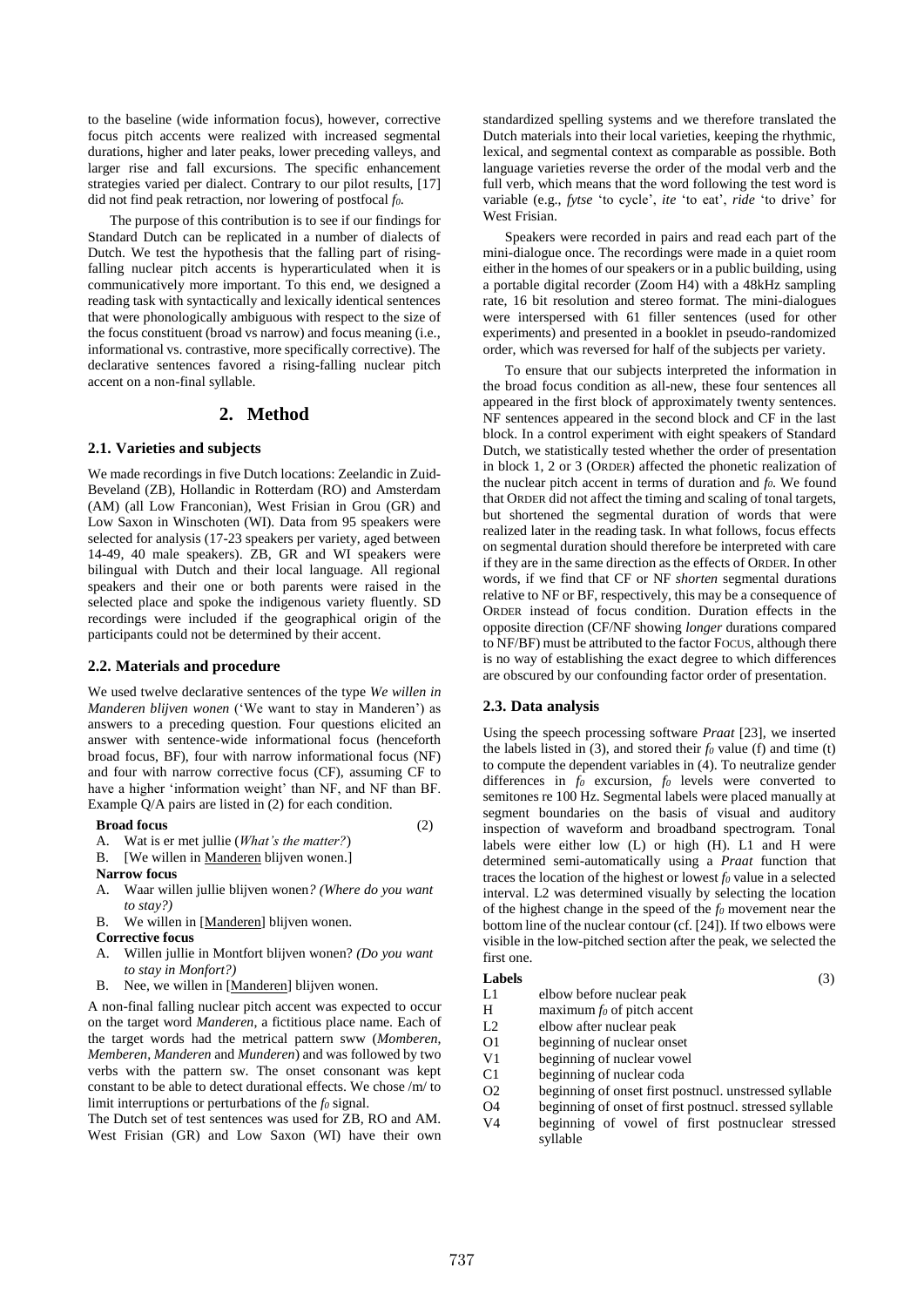to the baseline (wide information focus), however, corrective focus pitch accents were realized with increased segmental durations, higher and later peaks, lower preceding valleys, and larger rise and fall excursions. The specific enhancement strategies varied per dialect. Contrary to our pilot results, [17] did not find peak retraction, nor lowering of postfocal $f_0$.

The purpose of this contribution is to see if our findings for Standard Dutch can be replicated in a number of dialects of Dutch. We test the hypothesis that the falling part of rising-falling nuclear pitch accents is hyperarticulated when it is communicatively more important. To this end, we designed a reading task with syntactically and lexically identical sentences that were phonologically ambiguous with respect to the size of the focus constituent (broad vs narrow) and focus meaning (i.e., informational vs. contrastive, more specifically corrective). The declarative sentences favored a rising-falling nuclear pitch accent on a non-final syllable.

## 2. Method

### 2.1. Varieties and subjects

We made recordings in five Dutch locations: Zeelandic in Zuid-Beveland (ZB), Hollandic in Rotterdam (RO) and Amsterdam (AM) (all Low Franconian), West Frisian in Grou (GR) and Low Saxon in Winschoten (WI). Data from 95 speakers were selected for analysis (17-23 speakers per variety, aged between 14-49, 40 male speakers). ZB, GR and WI speakers were bilingual with Dutch and their local language. All regional speakers and their one or both parents were raised in the selected place and spoke the indigenous variety fluently. SD recordings were included if the geographical origin of the participants could not be determined by their accent.

### 2.2. Materials and procedure

We used twelve declarative sentences of the type *We willen in Manderen blijven wonen* ('We want to stay in Manderen') as answers to a preceding question. Four questions elicited an answer with sentence-wide informational focus (henceforth broad focus, BF), four with narrow informational focus (NF) and four with narrow corrective focus (CF), assuming CF to have a higher 'information weight' than NF, and NF than BF. Example Q/A pairs are listed in (2) for each condition.

**Broad focus** (2)

A. Wat is er met jullie (*What's the matter?*)
B. [We willen in Manderen blijven wonen.]

**Narrow focus**

A. Waar willen jullie blijven wonen*? (Where do you want to stay?)*
B. We willen in [Manderen] blijven wonen.

**Corrective focus**

A. Willen jullie in Montfort blijven wonen? *(Do you want to stay in Monfort?)*
B. Nee, we willen in [Manderen] blijven wonen.

A non-final falling nuclear pitch accent was expected to occur on the target word *Manderen*, a fictitious place name. Each of the target words had the metrical pattern sww (*Momberen*, *Memberen*, *Manderen* and *Munderen*) and was followed by two verbs with the pattern sw. The onset consonant was kept constant to be able to detect durational effects. We chose /m/ to limit interruptions or perturbations of the $f_0$ signal.

The Dutch set of test sentences was used for ZB, RO and AM. West Frisian (GR) and Low Saxon (WI) have their own standardized spelling systems and we therefore translated the Dutch materials into their local varieties, keeping the rhythmic, lexical, and segmental context as comparable as possible. Both language varieties reverse the order of the modal verb and the full verb, which means that the word following the test word is variable (e.g., *fytse* 'to cycle', *ite* 'to eat', *ride* 'to drive' for West Frisian.

Speakers were recorded in pairs and read each part of the mini-dialogue once. The recordings were made in a quiet room either in the homes of our speakers or in a public building, using a portable digital recorder (Zoom H4) with a 48kHz sampling rate, 16 bit resolution and stereo format. The mini-dialogues were interspersed with 61 filler sentences (used for other experiments) and presented in a booklet in pseudo-randomized order, which was reversed for half of the subjects per variety.

To ensure that our subjects interpreted the information in the broad focus condition as all-new, these four sentences all appeared in the first block of approximately twenty sentences. NF sentences appeared in the second block and CF in the last block. In a control experiment with eight speakers of Standard Dutch, we statistically tested whether the order of presentation in block 1, 2 or 3 (ORDER) affected the phonetic realization of the nuclear pitch accent in terms of duration and $f_0$. We found that ORDER did not affect the timing and scaling of tonal targets, but shortened the segmental duration of words that were realized later in the reading task. In what follows, focus effects on segmental duration should therefore be interpreted with care if they are in the same direction as the effects of ORDER. In other words, if we find that CF or NF *shorten* segmental durations relative to NF or BF, respectively, this may be a consequence of ORDER instead of focus condition. Duration effects in the opposite direction (CF/NF showing *longer* durations compared to NF/BF) must be attributed to the factor FOCUS, although there is no way of establishing the exact degree to which differences are obscured by our confounding factor order of presentation.

### 2.3. Data analysis

Using the speech processing software *Praat* [23], we inserted the labels listed in (3), and stored their $f_0$ value (f) and time (t) to compute the dependent variables in (4). To neutralize gender differences in $f_0$ excursion, $f_0$ levels were converted to semitones re 100 Hz. Segmental labels were placed manually at segment boundaries on the basis of visual and auditory inspection of waveform and broadband spectrogram. Tonal labels were either low (L) or high (H). L1 and H were determined semi-automatically using a *Praat* function that traces the location of the highest or lowest $f_0$ value in a selected interval. L2 was determined visually by selecting the location of the highest change in the speed of the $f_0$ movement near the bottom line of the nuclear contour (cf. [24]). If two elbows were visible in the low-pitched section after the peak, we selected the first one.

**Labels** (3)

| | |
|---|---|
| L1 | elbow before nuclear peak |
| H | maximum $f_0$ of pitch accent |
| L2 | elbow after nuclear peak |
| O1 | beginning of nuclear onset |
| V1 | beginning of nuclear vowel |
| C1 | beginning of nuclear coda |
| O2 | beginning of onset first postnucl. unstressed syllable |
| O4 | beginning of onset of first postnucl. stressed syllable |
| V4 | beginning of vowel of first postnuclear stressed syllable |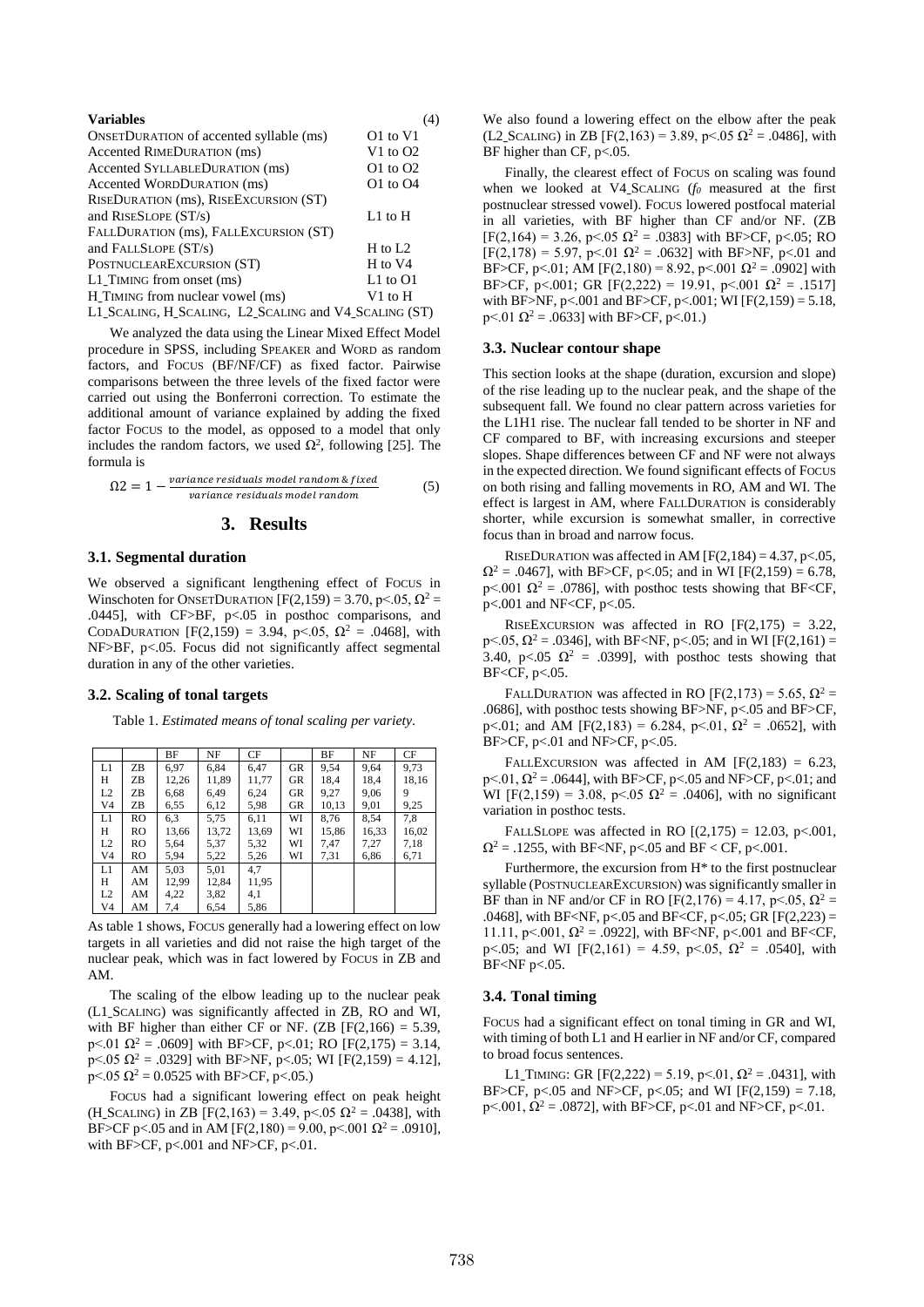**Variables** (4)

| | |
|---|---|
| OnsetDuration of accented syllable (ms) | O1 to V1 |
| Accented RimeDuration (ms) | V1 to O2 |
| Accented SyllableDuration (ms) | O1 to O2 |
| Accented WordDuration (ms) | O1 to O4 |
| RiseDuration (ms), RiseExcursion (ST) and RiseSlope (ST/s) | L1 to H |
| FallDuration (ms), FallExcursion (ST) and FallSlope (ST/s) | H to L2 |
| PostnuclearExcursion (ST) | H to V4 |
| L1_Timing from onset (ms) | L1 to O1 |
| H_Timing from nuclear vowel (ms) | V1 to H |

L1_Scaling, H_Scaling, L2_Scaling and V4_Scaling (ST)

We analyzed the data using the Linear Mixed Effect Model procedure in SPSS, including Speaker and Word as random factors, and Focus (BF/NF/CF) as fixed factor. Pairwise comparisons between the three levels of the fixed factor were carried out using the Bonferroni correction. To estimate the additional amount of variance explained by adding the fixed factor Focus to the model, as opposed to a model that only includes the random factors, we used $\Omega^2$, following [25]. The formula is

$$\Omega 2 = 1 - \frac{variance\ residuals\ model\ random\ \&\ fixed}{variance\ residuals\ model\ random} \quad (5)$$

## 3. Results

### 3.1. Segmental duration

We observed a significant lengthening effect of Focus in Winschoten for OnsetDuration [$F(2,159) = 3.70$, $p<.05$, $\Omega^2 = .0445$], with CF>BF, $p<.05$ in posthoc comparisons, and CodaDuration [$F(2,159) = 3.94$, $p<.05$, $\Omega^2 = .0468$], with NF>BF, $p<.05$. Focus did not significantly affect segmental duration in any of the other varieties.

### 3.2. Scaling of tonal targets

Table 1. *Estimated means of tonal scaling per variety.*

| | | BF | NF | CF | | BF | NF | CF |
|---|---|---|---|---|---|---|---|---|
| L1 | ZB | 6,97 | 6,84 | 6,47 | GR | 9,54 | 9,64 | 9,73 |
| H | ZB | 12,26 | 11,89 | 11,77 | GR | 18,4 | 18,4 | 18,16 |
| L2 | ZB | 6,68 | 6,49 | 6,24 | GR | 9,27 | 9,06 | 9 |
| V4 | ZB | 6,55 | 6,12 | 5,98 | GR | 10,13 | 9,01 | 9,25 |
| L1 | RO | 6,3 | 5,75 | 6,11 | WI | 8,76 | 8,54 | 7,8 |
| H | RO | 13,66 | 13,72 | 13,69 | WI | 15,86 | 16,33 | 16,02 |
| L2 | RO | 5,64 | 5,37 | 5,32 | WI | 7,47 | 7,27 | 7,18 |
| V4 | RO | 5,94 | 5,22 | 5,26 | WI | 7,31 | 6,86 | 6,71 |
| L1 | AM | 5,03 | 5,01 | 4,7 | | | | |
| H | AM | 12,99 | 12,84 | 11,95 | | | | |
| L2 | AM | 4,22 | 3,82 | 4,1 | | | | |
| V4 | AM | 7,4 | 6,54 | 5,86 | | | | |

As table 1 shows, Focus generally had a lowering effect on low targets in all varieties and did not raise the high target of the nuclear peak, which was in fact lowered by Focus in ZB and AM.

The scaling of the elbow leading up to the nuclear peak (L1_Scaling) was significantly affected in ZB, RO and WI, with BF higher than either CF or NF. (ZB [$F(2,166) = 5.39$, $p<.01$ $\Omega^2 = .0609$] with BF>CF, $p<.01$; RO [$F(2,175) = 3.14$, $p<.05$ $\Omega^2 = .0329$] with BF>NF, $p<.05$; WI [$F(2,159) = 4.12$], $p<.05$ $\Omega^2 = 0.0525$ with BF>CF, $p<.05$.)

Focus had a significant lowering effect on peak height (H_Scaling) in ZB [$F(2,163) = 3.49$, $p<.05$ $\Omega^2 = .0438$], with BF>CF $p<.05$ and in AM [$F(2,180) = 9.00$, $p<.001$ $\Omega^2 = .0910$], with BF>CF, $p<.001$ and NF>CF, $p<.01$.

We also found a lowering effect on the elbow after the peak (L2_Scaling) in ZB [$F(2,163) = 3.89$, $p<.05$ $\Omega^2 = .0486$], with BF higher than CF, $p<.05$.

Finally, the clearest effect of Focus on scaling was found when we looked at V4_Scaling ($f_0$ measured at the first postnuclear stressed vowel). Focus lowered postfocal material in all varieties, with BF higher than CF and/or NF. (ZB [$F(2,164) = 3.26$, $p<.05$ $\Omega^2 = .0383$] with BF>CF, $p<.05$; RO [$F(2,178) = 5.97$, $p<.01$ $\Omega^2 = .0632$] with BF>NF, $p<.01$ and BF>CF, $p<.01$; AM [$F(2,180) = 8.92$, $p<.001$ $\Omega^2 = .0902$] with BF>CF, $p<.001$; GR [$F(2,222) = 19.91$, $p<.001$ $\Omega^2 = .1517$] with BF>NF, $p<.001$ and BF>CF, $p<.001$; WI [$F(2,159) = 5.18$, $p<.01$ $\Omega^2 = .0633$] with BF>CF, $p<.01$.)

### 3.3. Nuclear contour shape

This section looks at the shape (duration, excursion and slope) of the rise leading up to the nuclear peak, and the shape of the subsequent fall. We found no clear pattern across varieties for the L1H1 rise. The nuclear fall tended to be shorter in NF and CF compared to BF, with increasing excursions and steeper slopes. Shape differences between CF and NF were not always in the expected direction. We found significant effects of Focus on both rising and falling movements in RO, AM and WI. The effect is largest in AM, where FallDuration is considerably shorter, while excursion is somewhat smaller, in corrective focus than in broad and narrow focus.

RiseDuration was affected in AM [$F(2,184) = 4.37$, $p<.05$, $\Omega^2 = .0467$], with BF>CF, $p<.05$; and in WI [$F(2,159) = 6.78$, $p<.001$ $\Omega^2 = .0786$], with posthoc tests showing that BF<CF, $p<.001$ and NF<CF, $p<.05$.

RiseExcursion was affected in RO [$F(2,175) = 3.22$, $p<.05$, $\Omega^2 = .0346$], with BF<NF, $p<.05$; and in WI [$F(2,161) = 3.40$, $p<.05$ $\Omega^2 = .0399$], with posthoc tests showing that BF<CF, $p<.05$.

FallDuration was affected in RO [$F(2,173) = 5.65$, $\Omega^2 = .0686$], with posthoc tests showing BF>NF, $p<.05$ and BF>CF, $p<.01$; and AM [$F(2,183) = 6.284$, $p<.01$, $\Omega^2 = .0652$], with BF>CF, $p<.01$ and NF>CF, $p<.05$.

FallExcursion was affected in AM [$F(2,183) = 6.23$, $p<.01$, $\Omega^2 = .0644$], with BF>CF, $p<.05$ and NF>CF, $p<.01$; and WI [$F(2,159) = 3.08$, $p<.05$ $\Omega^2 = .0406$], with no significant variation in posthoc tests.

FallSlope was affected in RO [$(2,175) = 12.03$, $p<.001$, $\Omega^2 = .1255$, with BF<NF, $p<.05$ and BF < CF, $p<.001$.

Furthermore, the excursion from H* to the first postnuclear syllable (PostnuclearExcursion) was significantly smaller in BF than in NF and/or CF in RO [$F(2,176) = 4.17$, $p<.05$, $\Omega^2 = .0468$], with BF<NF, $p<.05$ and BF<CF, $p<.05$; GR [$F(2,223) = 11.11$, $p<.001$, $\Omega^2 = .0922$], with BF<NF, $p<.001$ and BF<CF, $p<.05$; and WI [$F(2,161) = 4.59$, $p<.05$, $\Omega^2 = .0540$], with BF<NF $p<.05$.

### 3.4. Tonal timing

Focus had a significant effect on tonal timing in GR and WI, with timing of both L1 and H earlier in NF and/or CF, compared to broad focus sentences.

L1_Timing: GR [$F(2,222) = 5.19$, $p<.01$, $\Omega^2 = .0431$], with BF>CF, $p<.05$ and NF>CF, $p<.05$; and WI [$F(2,159) = 7.18$, $p<.001$, $\Omega^2 = .0872$], with BF>CF, $p<.01$ and NF>CF, $p<.01$.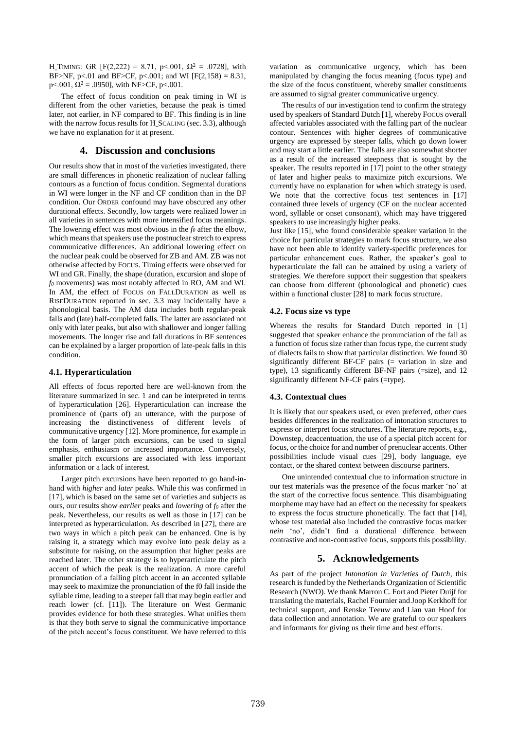H_TIMING: GR [$F(2,222) = 8.71$, $p<.001$, $\Omega^2 = .0728$], with BF>NF, $p<.01$ and BF>CF, $p<.001$; and WI [$F(2,158) = 8.31$, $p<.001$, $\Omega^2 = .0950$], with NF>CF, $p<.001$.

The effect of focus condition on peak timing in WI is different from the other varieties, because the peak is timed later, not earlier, in NF compared to BF. This finding is in line with the narrow focus results for H_SCALING (sec. 3.3), although we have no explanation for it at present.

## 4. Discussion and conclusions

Our results show that in most of the varieties investigated, there are small differences in phonetic realization of nuclear falling contours as a function of focus condition. Segmental durations in WI were longer in the NF and CF condition than in the BF condition. Our ORDER confound may have obscured any other durational effects. Secondly, low targets were realized lower in all varieties in sentences with more intensified focus meanings. The lowering effect was most obvious in the $f_0$ after the elbow, which means that speakers use the postnuclear stretch to express communicative differences. An additional lowering effect on the nuclear peak could be observed for ZB and AM. ZB was not otherwise affected by FOCUS. Timing effects were observed for WI and GR. Finally, the shape (duration, excursion and slope of $f_0$ movements) was most notably affected in RO, AM and WI. In AM, the effect of FOCUS on FALLDURATION as well as RISEDURATION reported in sec. 3.3 may incidentally have a phonological basis. The AM data includes both regular-peak falls and (late) half-completed falls. The latter are associated not only with later peaks, but also with shallower and longer falling movements. The longer rise and fall durations in BF sentences can be explained by a larger proportion of late-peak falls in this condition.

### 4.1. Hyperarticulation

All effects of focus reported here are well-known from the literature summarized in sec. 1 and can be interpreted in terms of hyperarticulation [26]. Hyperarticulation can increase the prominence of (parts of) an utterance, with the purpose of increasing the distinctiveness of different levels of communicative urgency [12]. More prominence, for example in the form of larger pitch excursions, can be used to signal emphasis, enthusiasm or increased importance. Conversely, smaller pitch excursions are associated with less important information or a lack of interest.

Larger pitch excursions have been reported to go hand-in-hand with *higher* and *later* peaks. While this was confirmed in [17], which is based on the same set of varieties and subjects as ours, our results show *earlier* peaks and *lowering* of $f_0$ after the peak. Nevertheless, our results as well as those in [17] can be interpreted as hyperarticulation. As described in [27], there are two ways in which a pitch peak can be enhanced. One is by raising it, a strategy which may evolve into peak delay as a substitute for raising, on the assumption that higher peaks are reached later. The other strategy is to hyperarticulate the pitch accent of which the peak is the realization. A more careful pronunciation of a falling pitch accent in an accented syllable may seek to maximize the pronunciation of the f0 fall inside the syllable rime, leading to a steeper fall that may begin earlier and reach lower (cf. [11]). The literature on West Germanic provides evidence for both these strategies. What unifies them is that they both serve to signal the communicative importance of the pitch accent's focus constituent. We have referred to this variation as communicative urgency, which has been manipulated by changing the focus meaning (focus type) and the size of the focus constituent, whereby smaller constituents are assumed to signal greater communicative urgency.

The results of our investigation tend to confirm the strategy used by speakers of Standard Dutch [1], whereby FOCUS overall affected variables associated with the falling part of the nuclear contour. Sentences with higher degrees of communicative urgency are expressed by steeper falls, which go down lower and may start a little earlier. The falls are also somewhat shorter as a result of the increased steepness that is sought by the speaker. The results reported in [17] point to the other strategy of later and higher peaks to maximize pitch excursions. We currently have no explanation for when which strategy is used. We note that the corrective focus test sentences in [17] contained three levels of urgency (CF on the nuclear accented word, syllable or onset consonant), which may have triggered speakers to use increasingly higher peaks.

Just like [15], who found considerable speaker variation in the choice for particular strategies to mark focus structure, we also have not been able to identify variety-specific preferences for particular enhancement cues. Rather, the speaker's goal to hyperarticulate the fall can be attained by using a variety of strategies. We therefore support their suggestion that speakers can choose from different (phonological and phonetic) cues within a functional cluster [28] to mark focus structure.

### 4.2. Focus size vs type

Whereas the results for Standard Dutch reported in [1] suggested that speaker enhance the pronunciation of the fall as a function of focus size rather than focus type, the current study of dialects fails to show that particular distinction. We found 30 significantly different BF-CF pairs (= variation in size and type), 13 significantly different BF-NF pairs (=size), and 12 significantly different NF-CF pairs (=type).

### 4.3. Contextual clues

It is likely that our speakers used, or even preferred, other cues besides differences in the realization of intonation structures to express or interpret focus structures. The literature reports, e.g., Downstep, deaccentuation, the use of a special pitch accent for focus, or the choice for and number of prenuclear accents. Other possibilities include visual cues [29], body language, eye contact, or the shared context between discourse partners.

One unintended contextual clue to information structure in our test materials was the presence of the focus marker 'no' at the start of the corrective focus sentence. This disambiguating morpheme may have had an effect on the necessity for speakers to express the focus structure phonetically. The fact that [14], whose test material also included the contrastive focus marker *nein* 'no', didn't find a durational difference between contrastive and non-contrastive focus, supports this possibility.

## 5. Acknowledgements

As part of the project *Intonation in Varieties of Dutch*, this research is funded by the Netherlands Organization of Scientific Research (NWO). We thank Marron C. Fort and Pieter Duijf for translating the materials, Rachel Fournier and Joop Kerkhoff for technical support, and Renske Teeuw and Lian van Hoof for data collection and annotation. We are grateful to our speakers and informants for giving us their time and best efforts.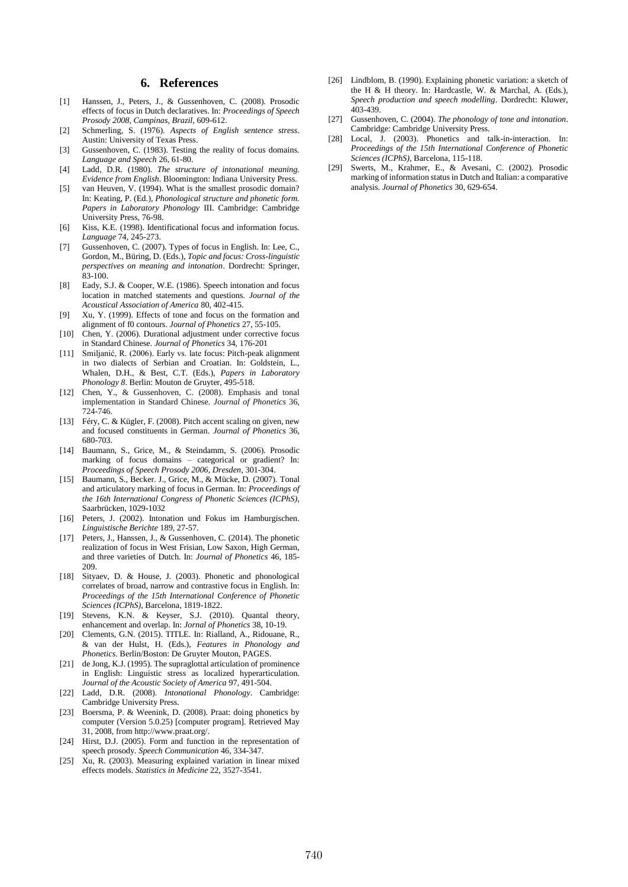## 6. References

[1] Hanssen, J., Peters, J., & Gussenhoven, C. (2008). Prosodic effects of focus in Dutch declaratives. In: *Proceedings of Speech Prosody 2008, Campinas, Brazil*, 609-612.

[2] Schmerling, S. (1976). *Aspects of English sentence stress*. Austin: University of Texas Press.

[3] Gussenhoven, C. (1983). Testing the reality of focus domains. *Language and Speech* 26, 61-80.

[4] Ladd, D.R. (1980). *The structure of intonational meaning. Evidence from English*. Bloomington: Indiana University Press.

[5] van Heuven, V. (1994). What is the smallest prosodic domain? In: Keating, P. (Ed.), *Phonological structure and phonetic form. Papers in Laboratory Phonology* III. Cambridge: Cambridge University Press, 76-98.

[6] Kiss, K.E. (1998). Identificational focus and information focus. *Language* 74, 245-273.

[7] Gussenhoven, C. (2007). Types of focus in English. In: Lee, C., Gordon, M., Büring, D. (Eds.), *Topic and focus: Cross-linguistic perspectives on meaning and intonation*. Dordrecht: Springer, 83-100.

[8] Eady, S.J. & Cooper, W.E. (1986). Speech intonation and focus location in matched statements and questions. *Journal of the Acoustical Association of America* 80, 402-415.

[9] Xu, Y. (1999). Effects of tone and focus on the formation and alignment of f0 contours. *Journal of Phonetics* 27, 55-105.

[10] Chen, Y. (2006). Durational adjustment under corrective focus in Standard Chinese. *Journal of Phonetics* 34, 176-201

[11] Smiljanić, R. (2006). Early vs. late focus: Pitch-peak alignment in two dialects of Serbian and Croatian. In: Goldstein, L., Whalen, D.H., & Best, C.T. (Eds.), *Papers in Laboratory Phonology 8*. Berlin: Mouton de Gruyter, 495-518.

[12] Chen, Y., & Gussenhoven, C. (2008). Emphasis and tonal implementation in Standard Chinese. *Journal of Phonetics* 36, 724-746.

[13] Féry, C. & Kügler, F. (2008). Pitch accent scaling on given, new and focused constituents in German. *Journal of Phonetics* 36, 680-703.

[14] Baumann, S., Grice, M., & Steindamm, S. (2006). Prosodic marking of focus domains – categorical or gradient? In: *Proceedings of Speech Prosody 2006, Dresden*, 301-304.

[15] Baumann, S., Becker. J., Grice, M., & Mücke, D. (2007). Tonal and articulatory marking of focus in German. In: *Proceedings of the 16th International Congress of Phonetic Sciences (ICPhS)*, Saarbrücken, 1029-1032

[16] Peters, J. (2002). Intonation und Fokus im Hamburgischen. *Linguistische Berichte* 189, 27-57.

[17] Peters, J., Hanssen, J., & Gussenhoven, C. (2014). The phonetic realization of focus in West Frisian, Low Saxon, High German, and three varieties of Dutch. In: *Journal of Phonetics* 46, 185-209.

[18] Sityaev, D. & House, J. (2003). Phonetic and phonological correlates of broad, narrow and contrastive focus in English. In: *Proceedings of the 15th International Conference of Phonetic Sciences (ICPhS)*, Barcelona, 1819-1822.

[19] Stevens, K.N. & Keyser, S.J. (2010). Quantal theory, enhancement and overlap. In: *Jornal of Phonetics* 38, 10-19.

[20] Clements, G.N. (2015). TITLE. In: Rialland, A., Ridouane, R., & van der Hulst, H. (Eds.), *Features in Phonology and Phonetics*. Berlin/Boston: De Gruyter Mouton, PAGES.

[21] de Jong, K.J. (1995). The supraglottal articulation of prominence in English: Linguistic stress as localized hyperarticulation. *Journal of the Acoustic Society of America* 97, 491-504.

[22] Ladd, D.R. (2008). *Intonational Phonology*. Cambridge: Cambridge University Press.

[23] Boersma, P. & Weenink, D. (2008). Praat: doing phonetics by computer (Version 5.0.25) [computer program]. Retrieved May 31, 2008, from http://www.praat.org/.

[24] Hirst, D.J. (2005). Form and function in the representation of speech prosody. *Speech Communication* 46, 334-347.

[25] Xu, R. (2003). Measuring explained variation in linear mixed effects models. *Statistics in Medicine* 22, 3527-3541.

[26] Lindblom, B. (1990). Explaining phonetic variation: a sketch of the H & H theory. In: Hardcastle, W. & Marchal, A. (Eds.), *Speech production and speech modelling*. Dordrecht: Kluwer, 403-439.

[27] Gussenhoven, C. (2004). *The phonology of tone and intonation*. Cambridge: Cambridge University Press.

[28] Local, J. (2003). Phonetics and talk-in-interaction. In: *Proceedings of the 15th International Conference of Phonetic Sciences (ICPhS)*, Barcelona, 115-118.

[29] Swerts, M., Krahmer, E., & Avesani, C. (2002). Prosodic marking of information status in Dutch and Italian: a comparative analysis. *Journal of Phonetics* 30, 629-654.